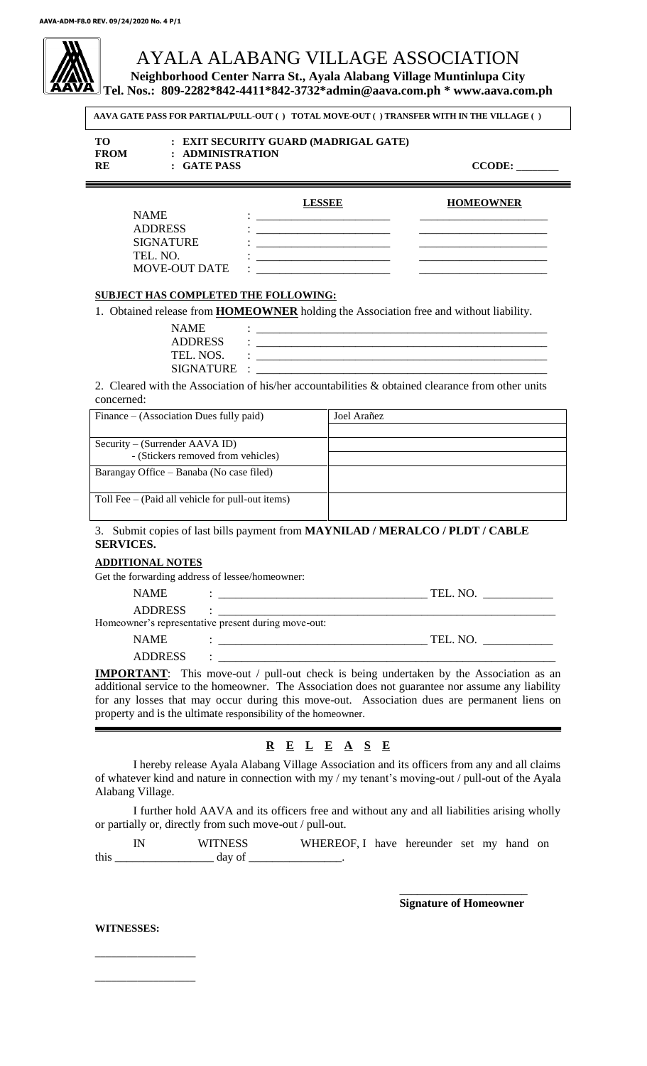AAVA-ADM-F8.0 REV. 09/24/2020 No. 4 P/1

# AYALA ALABANG VILLAGE ASSOCIATION

**Neighborhood Center Narra St., Ayala Alabang Village Muntinlupa City**
**Tel. Nos.: 809-2282*842-4411*842-3732*admin@aava.com.ph * www.aava.com.ph**

**AAVA GATE PASS FOR PARTIAL/PULL-OUT ( ) TOTAL MOVE-OUT ( ) TRANSFER WITH IN THE VILLAGE ( )**

**TO : EXIT SECURITY GUARD (MADRIGAL GATE)**
**FROM : ADMINISTRATION**
**RE : GATE PASS** **CCODE: ________**

| | **LESSEE** | **HOMEOWNER** |
|---|---|---|
| NAME | : ____________________ | ____________________ |
| ADDRESS | : ____________________ | ____________________ |
| SIGNATURE | : ____________________ | ____________________ |
| TEL. NO. | : ____________________ | ____________________ |
| MOVE-OUT DATE | : ____________________ | ____________________ |

**SUBJECT HAS COMPLETED THE FOLLOWING:**

1. Obtained release from **HOMEOWNER** holding the Association free and without liability.

NAME : ______________________________________________
ADDRESS : ______________________________________________
TEL. NOS. : ______________________________________________
SIGNATURE : ______________________________________________

2. Cleared with the Association of his/her accountabilities & obtained clearance from other units concerned:

| | |
|---|---|
| Finance – (Association Dues fully paid) | Joel Arañez |
| Security – (Surrender AAVA ID)<br>- (Stickers removed from vehicles) | |
| Barangay Office – Banaba (No case filed) | |
| Toll Fee – (Paid all vehicle for pull-out items) | |

3. Submit copies of last bills payment from **MAYNILAD / MERALCO / PLDT / CABLE SERVICES.**

**ADDITIONAL NOTES**

Get the forwarding address of lessee/homeowner:

NAME : ________________________________ TEL. NO. ____________
ADDRESS : ______________________________________________________

Homeowner's representative present during move-out:

NAME : ________________________________ TEL. NO. ____________
ADDRESS : ______________________________________________________

**IMPORTANT**: This move-out / pull-out check is being undertaken by the Association as an additional service to the homeowner. The Association does not guarantee nor assume any liability for any losses that may occur during this move-out. Association dues are permanent liens on property and is the ultimate responsibility of the homeowner.

## R E L E A S E

I hereby release Ayala Alabang Village Association and its officers from any and all claims of whatever kind and nature in connection with my / my tenant's moving-out / pull-out of the Ayala Alabang Village.

I further hold AAVA and its officers free and without any and all liabilities arising wholly or partially or, directly from such move-out / pull-out.

IN WITNESS WHEREOF, I have hereunder set my hand on this ________________ day of ________________.

______________________
**Signature of Homeowner**

**WITNESSES:**

________________

________________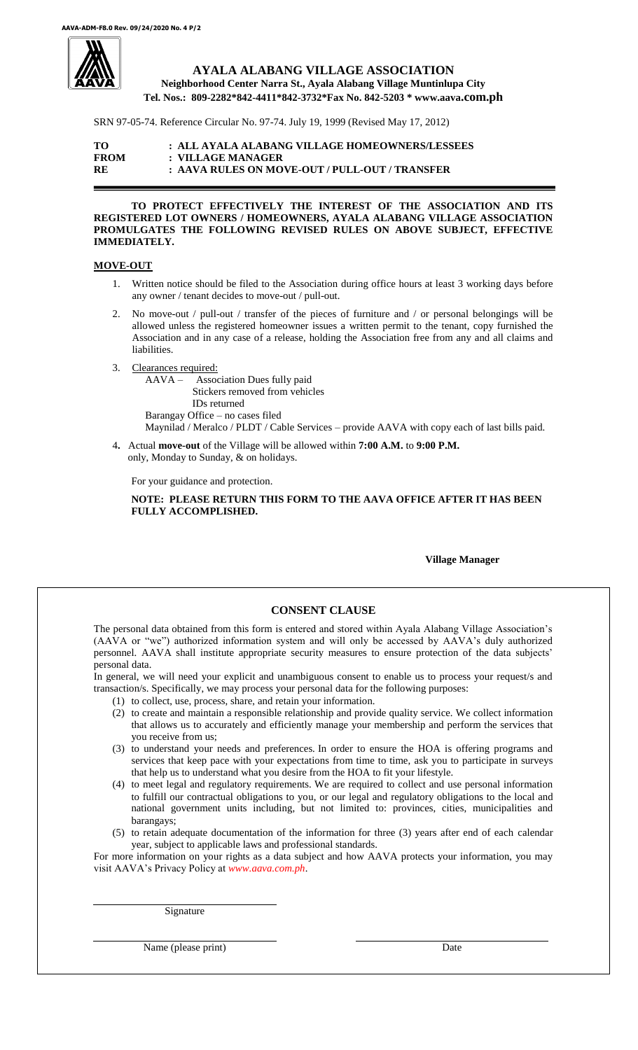AAVA-ADM-F8.0 Rev. 09/24/2020 No. 4 P/2

# AYALA ALABANG VILLAGE ASSOCIATION

**Neighborhood Center Narra St., Ayala Alabang Village Muntinlupa City**
**Tel. Nos.: 809-2282*842-4411*842-3732*Fax No. 842-5203 * www.aava.com.ph**

SRN 97-05-74. Reference Circular No. 97-74. July 19, 1999 (Revised May 17, 2012)

**TO : ALL AYALA ALABANG VILLAGE HOMEOWNERS/LESSEES**
**FROM : VILLAGE MANAGER**
**RE : AAVA RULES ON MOVE-OUT / PULL-OUT / TRANSFER**

**TO PROTECT EFFECTIVELY THE INTEREST OF THE ASSOCIATION AND ITS REGISTERED LOT OWNERS / HOMEOWNERS, AYALA ALABANG VILLAGE ASSOCIATION PROMULGATES THE FOLLOWING REVISED RULES ON ABOVE SUBJECT, EFFECTIVE IMMEDIATELY.**

## MOVE-OUT

1. Written notice should be filed to the Association during office hours at least 3 working days before any owner / tenant decides to move-out / pull-out.
2. No move-out / pull-out / transfer of the pieces of furniture and / or personal belongings will be allowed unless the registered homeowner issues a written permit to the tenant, copy furnished the Association and in any case of a release, holding the Association free from any and all claims and liabilities.
3. Clearances required:
   AAVA – Association Dues fully paid
   Stickers removed from vehicles
   IDs returned
   Barangay Office – no cases filed
   Maynilad / Meralco / PLDT / Cable Services – provide AAVA with copy each of last bills paid.
4. Actual **move-out** of the Village will be allowed within **7:00 A.M.** to **9:00 P.M.** only, Monday to Sunday, & on holidays.

For your guidance and protection.

**NOTE: PLEASE RETURN THIS FORM TO THE AAVA OFFICE AFTER IT HAS BEEN FULLY ACCOMPLISHED.**

**Village Manager**

## CONSENT CLAUSE

The personal data obtained from this form is entered and stored within Ayala Alabang Village Association's (AAVA or "we") authorized information system and will only be accessed by AAVA's duly authorized personnel. AAVA shall institute appropriate security measures to ensure protection of the data subjects' personal data.

In general, we will need your explicit and unambiguous consent to enable us to process your request/s and transaction/s. Specifically, we may process your personal data for the following purposes:

(1) to collect, use, process, share, and retain your information.
(2) to create and maintain a responsible relationship and provide quality service. We collect information that allows us to accurately and efficiently manage your membership and perform the services that you receive from us;
(3) to understand your needs and preferences. In order to ensure the HOA is offering programs and services that keep pace with your expectations from time to time, ask you to participate in surveys that help us to understand what you desire from the HOA to fit your lifestyle.
(4) to meet legal and regulatory requirements. We are required to collect and use personal information to fulfill our contractual obligations to you, or our legal and regulatory obligations to the local and national government units including, but not limited to: provinces, cities, municipalities and barangays;
(5) to retain adequate documentation of the information for three (3) years after end of each calendar year, subject to applicable laws and professional standards.

For more information on your rights as a data subject and how AAVA protects your information, you may visit AAVA's Privacy Policy at *www.aava.com.ph*.

\_\_\_\_\_\_\_\_\_\_\_\_\_\_\_\_\_\_\_\_\_\_\_\_\_\_\_\_
Signature

\_\_\_\_\_\_\_\_\_\_\_\_\_\_\_\_\_\_\_\_\_\_\_\_\_\_\_\_ \_\_\_\_\_\_\_\_\_\_\_\_\_\_\_\_\_\_\_\_\_\_\_\_\_\_\_\_
Name (please print) Date